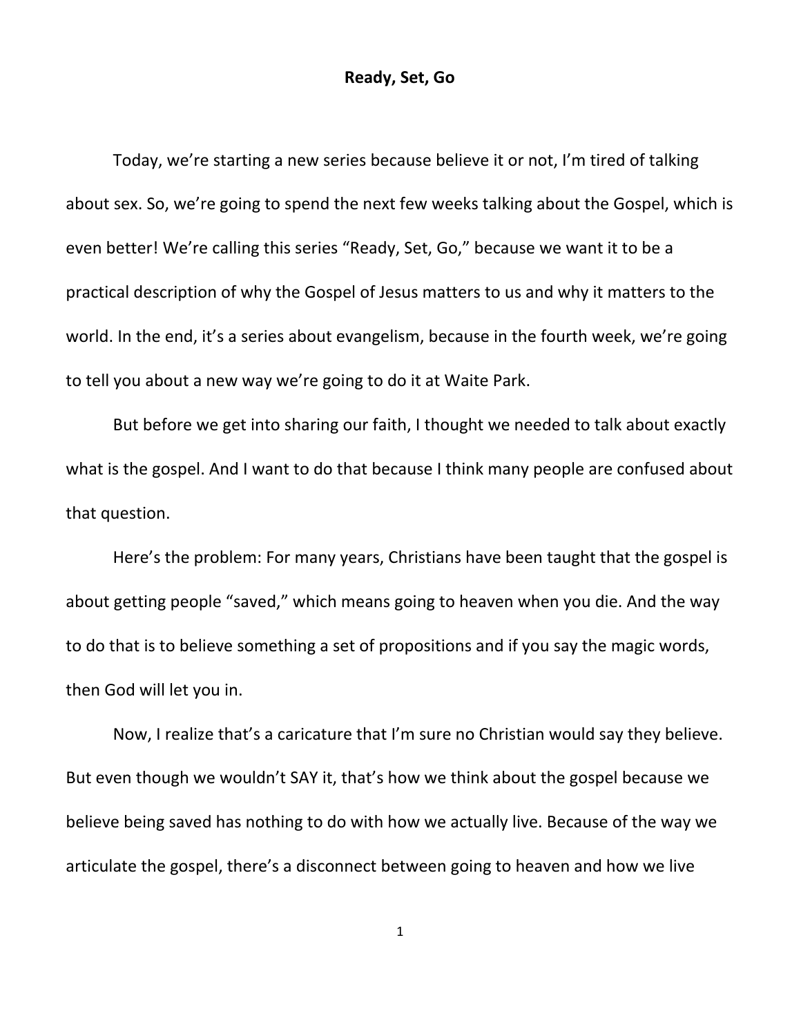# Ready, Set, Go

Today, we're starting a new series because believe it or not, I'm tired of talking about sex. So, we're going to spend the next few weeks talking about the Gospel, which is even better! We're calling this series "Ready, Set, Go," because we want it to be a practical description of why the Gospel of Jesus matters to us and why it matters to the world. In the end, it's a series about evangelism, because in the fourth week, we're going to tell you about a new way we're going to do it at Waite Park.

But before we get into sharing our faith, I thought we needed to talk about exactly what is the gospel. And I want to do that because I think many people are confused about that question.

Here's the problem: For many years, Christians have been taught that the gospel is about getting people "saved," which means going to heaven when you die. And the way to do that is to believe something a set of propositions and if you say the magic words, then God will let you in.

Now, I realize that's a caricature that I'm sure no Christian would say they believe. But even though we wouldn't SAY it, that's how we think about the gospel because we believe being saved has nothing to do with how we actually live. Because of the way we articulate the gospel, there's a disconnect between going to heaven and how we live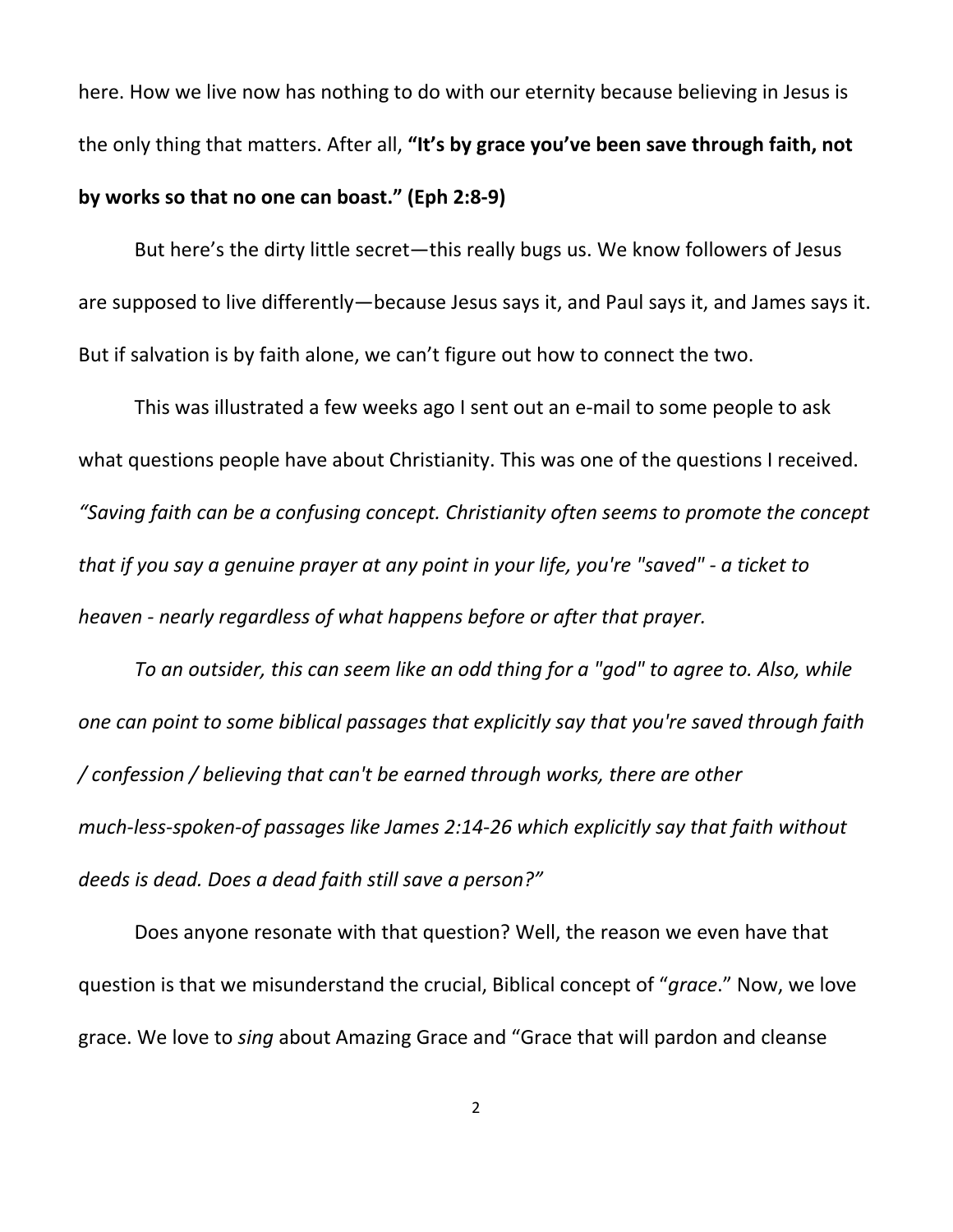here. How we live now has nothing to do with our eternity because believing in Jesus is the only thing that matters. After all, **"It's by grace you've been save through faith, not by works so that no one can boast." (Eph 2:8-9)**

But here's the dirty little secret—this really bugs us. We know followers of Jesus are supposed to live differently—because Jesus says it, and Paul says it, and James says it. But if salvation is by faith alone, we can't figure out how to connect the two.

This was illustrated a few weeks ago I sent out an e-mail to some people to ask what questions people have about Christianity. This was one of the questions I received. *"Saving faith can be a confusing concept. Christianity often seems to promote the concept that if you say a genuine prayer at any point in your life, you're "saved" - a ticket to heaven - nearly regardless of what happens before or after that prayer.*

*To an outsider, this can seem like an odd thing for a "god" to agree to. Also, while one can point to some biblical passages that explicitly say that you're saved through faith / confession / believing that can't be earned through works, there are other much-less-spoken-of passages like James 2:14-26 which explicitly say that faith without deeds is dead. Does a dead faith still save a person?"*

Does anyone resonate with that question? Well, the reason we even have that question is that we misunderstand the crucial, Biblical concept of "*grace*." Now, we love grace. We love to *sing* about Amazing Grace and "Grace that will pardon and cleanse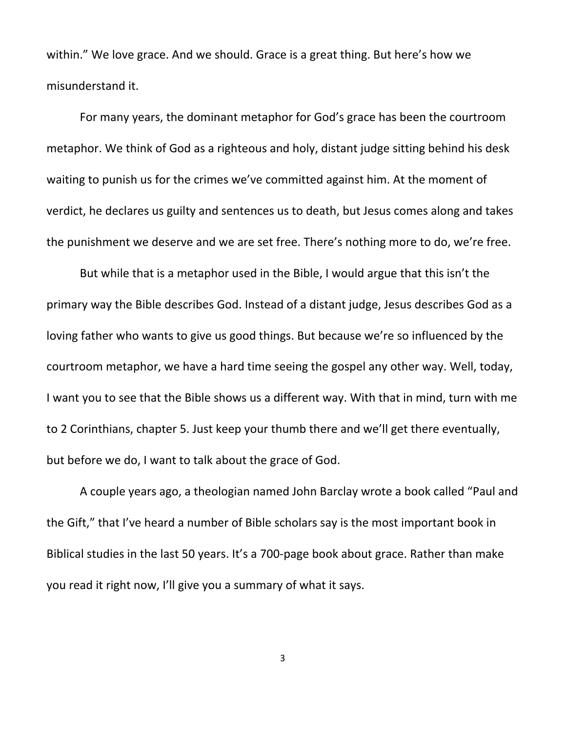within." We love grace. And we should. Grace is a great thing. But here's how we misunderstand it.

For many years, the dominant metaphor for God's grace has been the courtroom metaphor. We think of God as a righteous and holy, distant judge sitting behind his desk waiting to punish us for the crimes we've committed against him. At the moment of verdict, he declares us guilty and sentences us to death, but Jesus comes along and takes the punishment we deserve and we are set free. There's nothing more to do, we're free.

But while that is a metaphor used in the Bible, I would argue that this isn't the primary way the Bible describes God. Instead of a distant judge, Jesus describes God as a loving father who wants to give us good things. But because we're so influenced by the courtroom metaphor, we have a hard time seeing the gospel any other way. Well, today, I want you to see that the Bible shows us a different way. With that in mind, turn with me to 2 Corinthians, chapter 5. Just keep your thumb there and we'll get there eventually, but before we do, I want to talk about the grace of God.

A couple years ago, a theologian named John Barclay wrote a book called "Paul and the Gift," that I've heard a number of Bible scholars say is the most important book in Biblical studies in the last 50 years. It's a 700-page book about grace. Rather than make you read it right now, I'll give you a summary of what it says.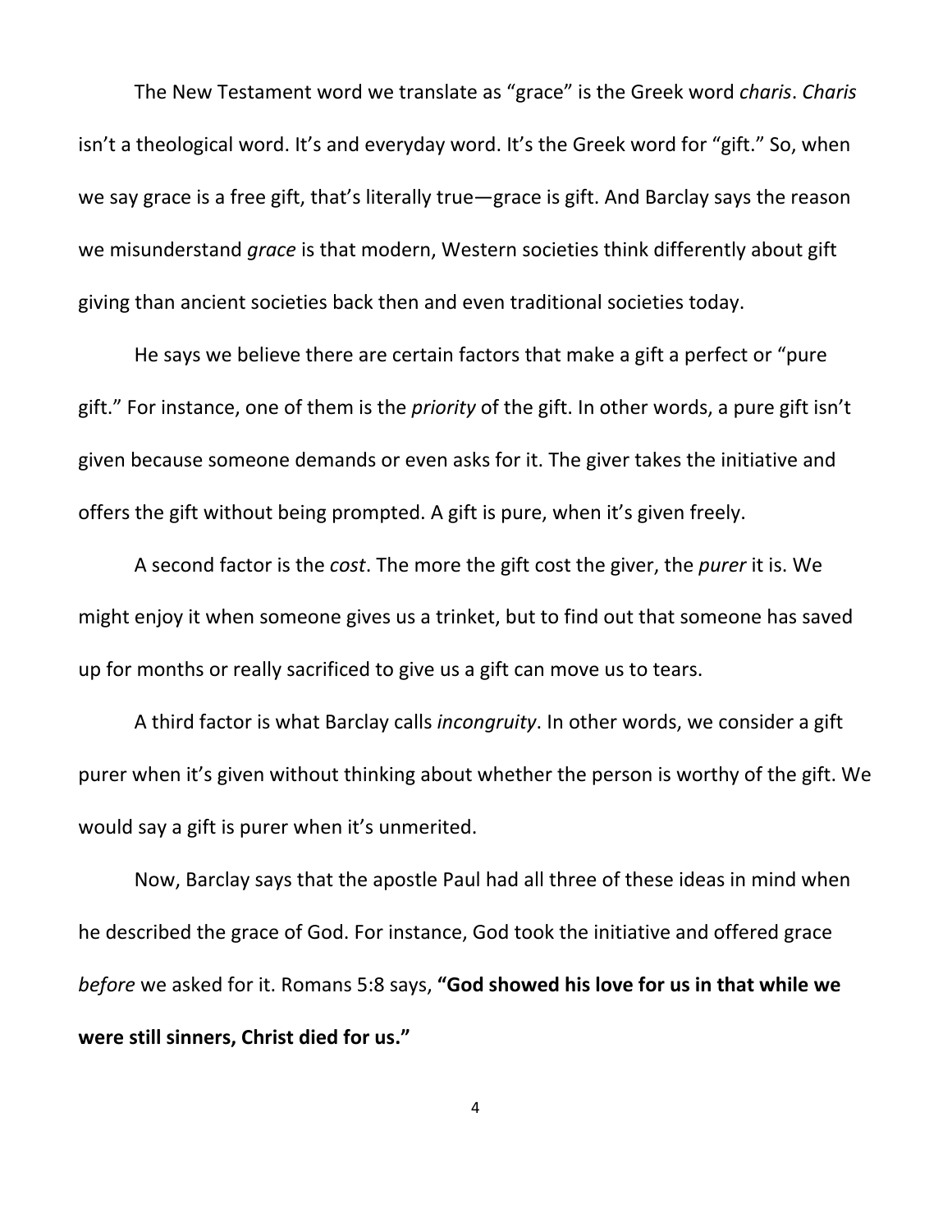The New Testament word we translate as "grace" is the Greek word *charis*. *Charis* isn't a theological word. It's and everyday word. It's the Greek word for "gift." So, when we say grace is a free gift, that's literally true—grace is gift. And Barclay says the reason we misunderstand *grace* is that modern, Western societies think differently about gift giving than ancient societies back then and even traditional societies today.

He says we believe there are certain factors that make a gift a perfect or "pure gift." For instance, one of them is the *priority* of the gift. In other words, a pure gift isn't given because someone demands or even asks for it. The giver takes the initiative and offers the gift without being prompted. A gift is pure, when it's given freely.

A second factor is the *cost*. The more the gift cost the giver, the *purer* it is. We might enjoy it when someone gives us a trinket, but to find out that someone has saved up for months or really sacrificed to give us a gift can move us to tears.

A third factor is what Barclay calls *incongruity*. In other words, we consider a gift purer when it's given without thinking about whether the person is worthy of the gift. We would say a gift is purer when it's unmerited.

Now, Barclay says that the apostle Paul had all three of these ideas in mind when he described the grace of God. For instance, God took the initiative and offered grace *before* we asked for it. Romans 5:8 says, **"God showed his love for us in that while we were still sinners, Christ died for us."**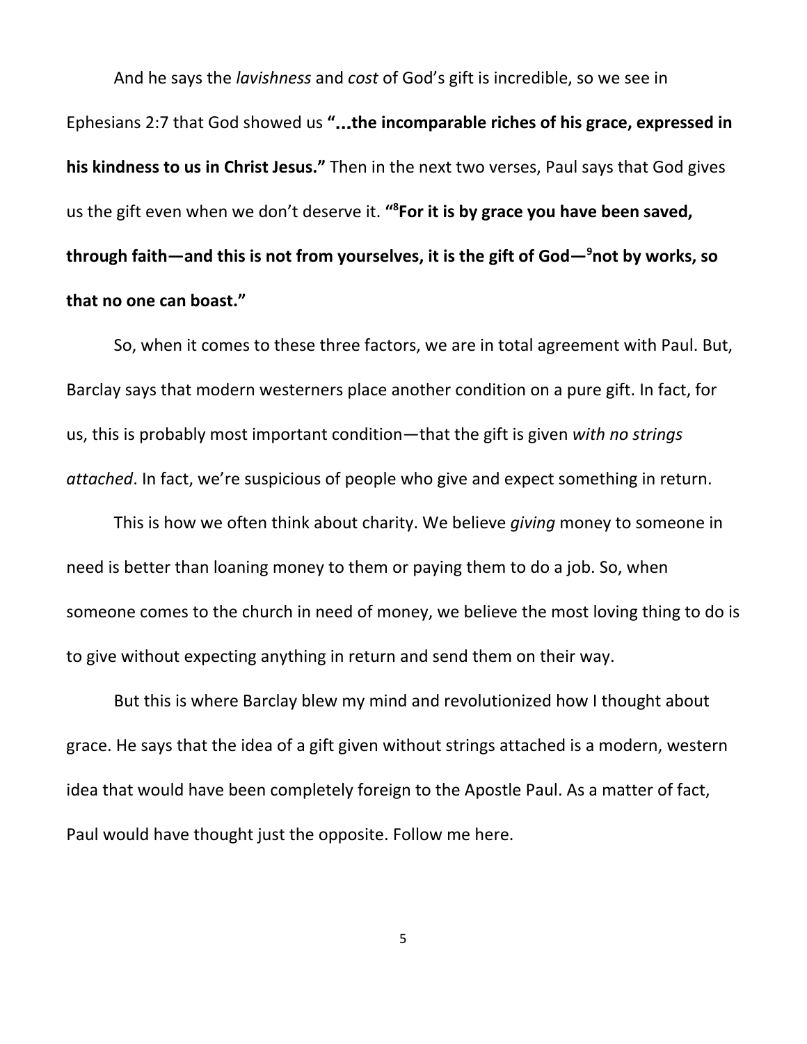And he says the *lavishness* and *cost* of God's gift is incredible, so we see in Ephesians 2:7 that God showed us **"...the incomparable riches of his grace, expressed in his kindness to us in Christ Jesus."** Then in the next two verses, Paul says that God gives us the gift even when we don't deserve it. **"[8]For it is by grace you have been saved, through faith—and this is not from yourselves, it is the gift of God—[9]not by works, so that no one can boast."**

So, when it comes to these three factors, we are in total agreement with Paul. But, Barclay says that modern westerners place another condition on a pure gift. In fact, for us, this is probably most important condition—that the gift is given *with no strings attached*. In fact, we're suspicious of people who give and expect something in return.

This is how we often think about charity. We believe *giving* money to someone in need is better than loaning money to them or paying them to do a job. So, when someone comes to the church in need of money, we believe the most loving thing to do is to give without expecting anything in return and send them on their way.

But this is where Barclay blew my mind and revolutionized how I thought about grace. He says that the idea of a gift given without strings attached is a modern, western idea that would have been completely foreign to the Apostle Paul. As a matter of fact, Paul would have thought just the opposite. Follow me here.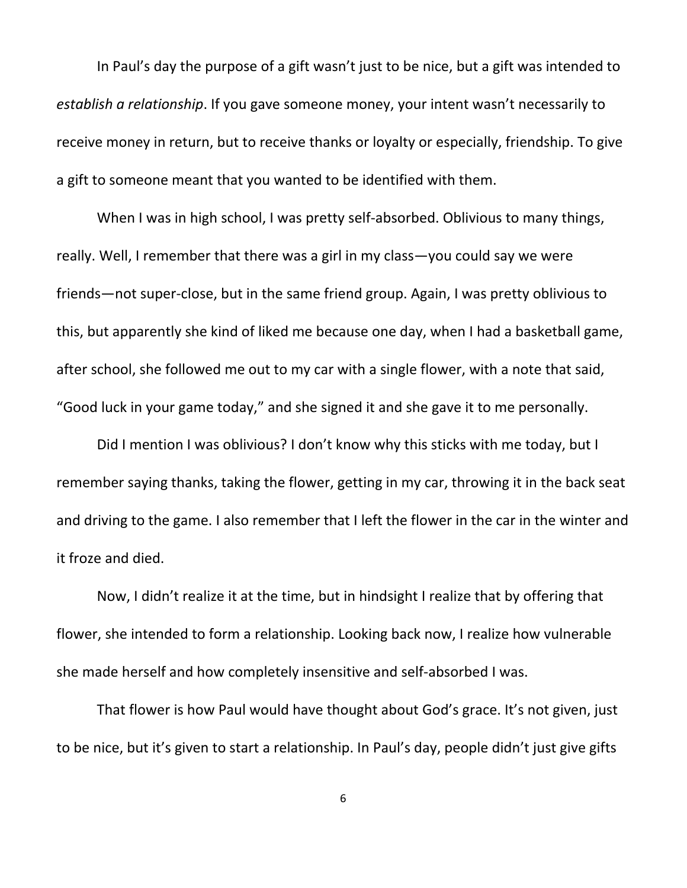In Paul's day the purpose of a gift wasn't just to be nice, but a gift was intended to *establish a relationship*. If you gave someone money, your intent wasn't necessarily to receive money in return, but to receive thanks or loyalty or especially, friendship. To give a gift to someone meant that you wanted to be identified with them.

When I was in high school, I was pretty self-absorbed. Oblivious to many things, really. Well, I remember that there was a girl in my class—you could say we were friends—not super-close, but in the same friend group. Again, I was pretty oblivious to this, but apparently she kind of liked me because one day, when I had a basketball game, after school, she followed me out to my car with a single flower, with a note that said, "Good luck in your game today," and she signed it and she gave it to me personally.

Did I mention I was oblivious? I don't know why this sticks with me today, but I remember saying thanks, taking the flower, getting in my car, throwing it in the back seat and driving to the game. I also remember that I left the flower in the car in the winter and it froze and died.

Now, I didn't realize it at the time, but in hindsight I realize that by offering that flower, she intended to form a relationship. Looking back now, I realize how vulnerable she made herself and how completely insensitive and self-absorbed I was.

That flower is how Paul would have thought about God's grace. It's not given, just to be nice, but it's given to start a relationship. In Paul's day, people didn't just give gifts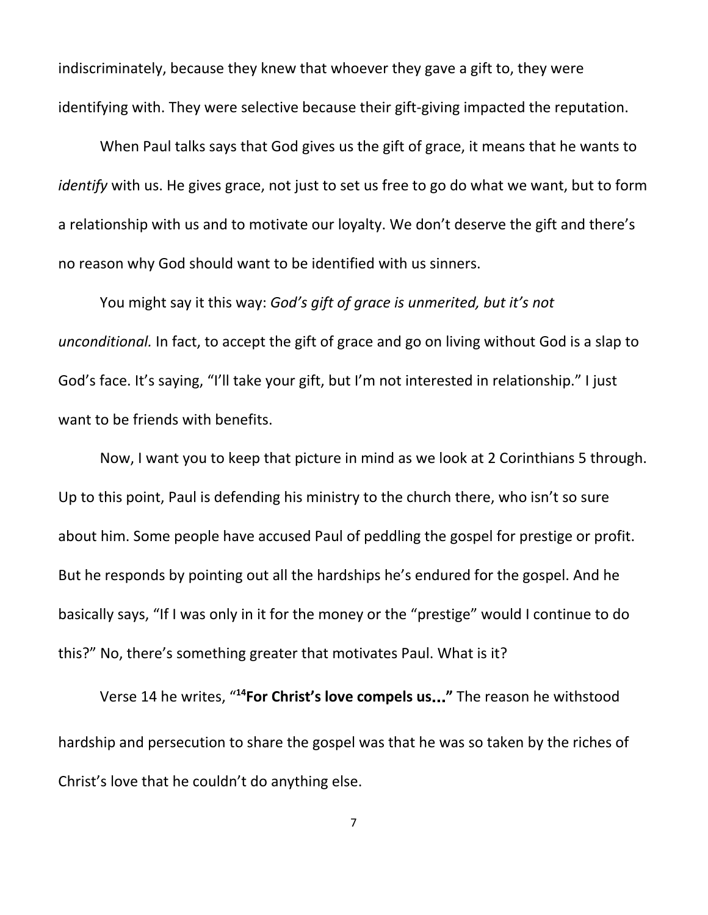indiscriminately, because they knew that whoever they gave a gift to, they were identifying with. They were selective because their gift-giving impacted the reputation.

When Paul talks says that God gives us the gift of grace, it means that he wants to *identify* with us. He gives grace, not just to set us free to go do what we want, but to form a relationship with us and to motivate our loyalty. We don't deserve the gift and there's no reason why God should want to be identified with us sinners.

You might say it this way: *God's gift of grace is unmerited, but it's not unconditional.* In fact, to accept the gift of grace and go on living without God is a slap to God's face. It's saying, "I'll take your gift, but I'm not interested in relationship." I just want to be friends with benefits.

Now, I want you to keep that picture in mind as we look at 2 Corinthians 5 through. Up to this point, Paul is defending his ministry to the church there, who isn't so sure about him. Some people have accused Paul of peddling the gospel for prestige or profit. But he responds by pointing out all the hardships he's endured for the gospel. And he basically says, "If I was only in it for the money or the "prestige" would I continue to do this?" No, there's something greater that motivates Paul. What is it?

Verse 14 he writes, "[14]**For Christ's love compels us…"** The reason he withstood hardship and persecution to share the gospel was that he was so taken by the riches of Christ's love that he couldn't do anything else.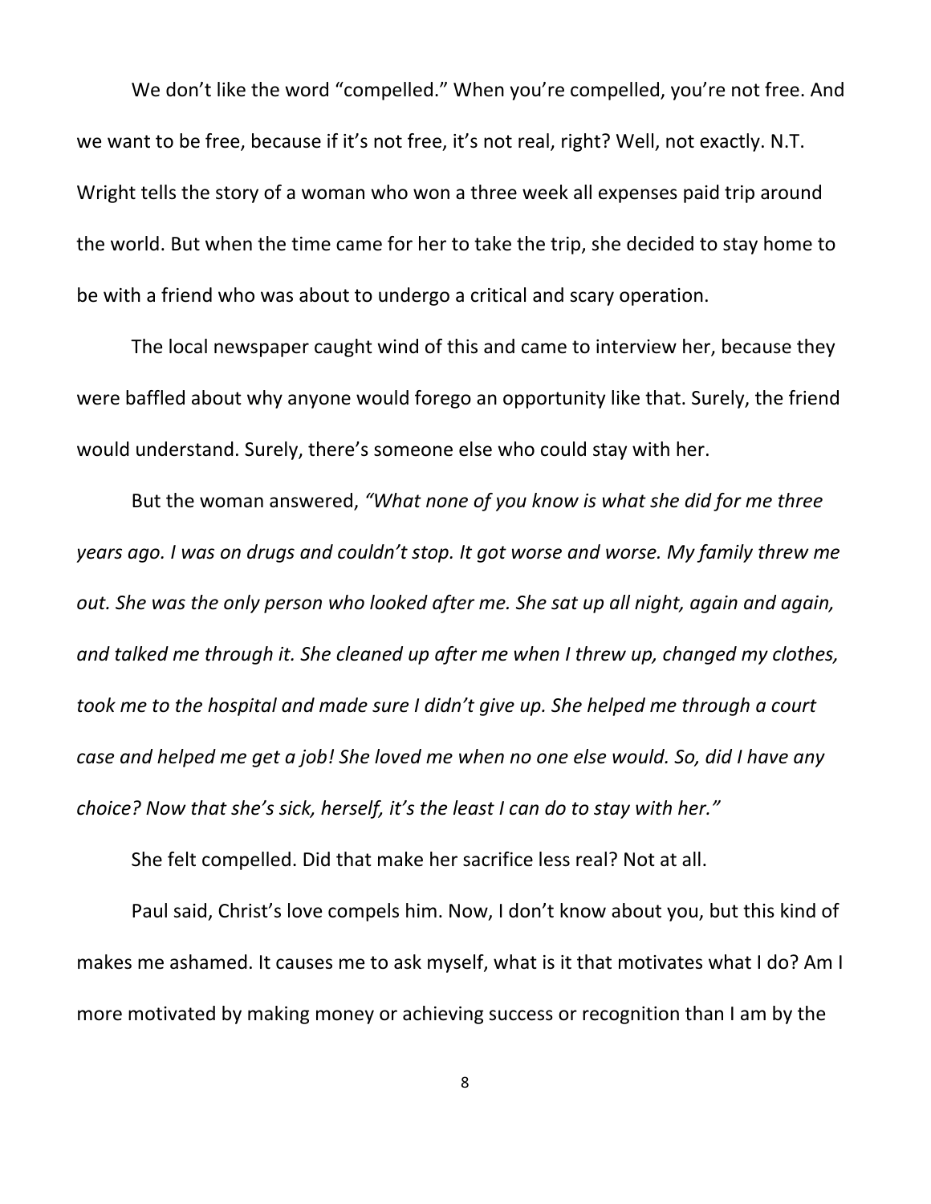We don't like the word "compelled." When you're compelled, you're not free. And we want to be free, because if it's not free, it's not real, right? Well, not exactly. N.T. Wright tells the story of a woman who won a three week all expenses paid trip around the world. But when the time came for her to take the trip, she decided to stay home to be with a friend who was about to undergo a critical and scary operation.

The local newspaper caught wind of this and came to interview her, because they were baffled about why anyone would forego an opportunity like that. Surely, the friend would understand. Surely, there's someone else who could stay with her.

But the woman answered, *"What none of you know is what she did for me three years ago. I was on drugs and couldn't stop. It got worse and worse. My family threw me out. She was the only person who looked after me. She sat up all night, again and again, and talked me through it. She cleaned up after me when I threw up, changed my clothes, took me to the hospital and made sure I didn't give up. She helped me through a court case and helped me get a job! She loved me when no one else would. So, did I have any choice? Now that she's sick, herself, it's the least I can do to stay with her."*

She felt compelled. Did that make her sacrifice less real? Not at all.

Paul said, Christ's love compels him. Now, I don't know about you, but this kind of makes me ashamed. It causes me to ask myself, what is it that motivates what I do? Am I more motivated by making money or achieving success or recognition than I am by the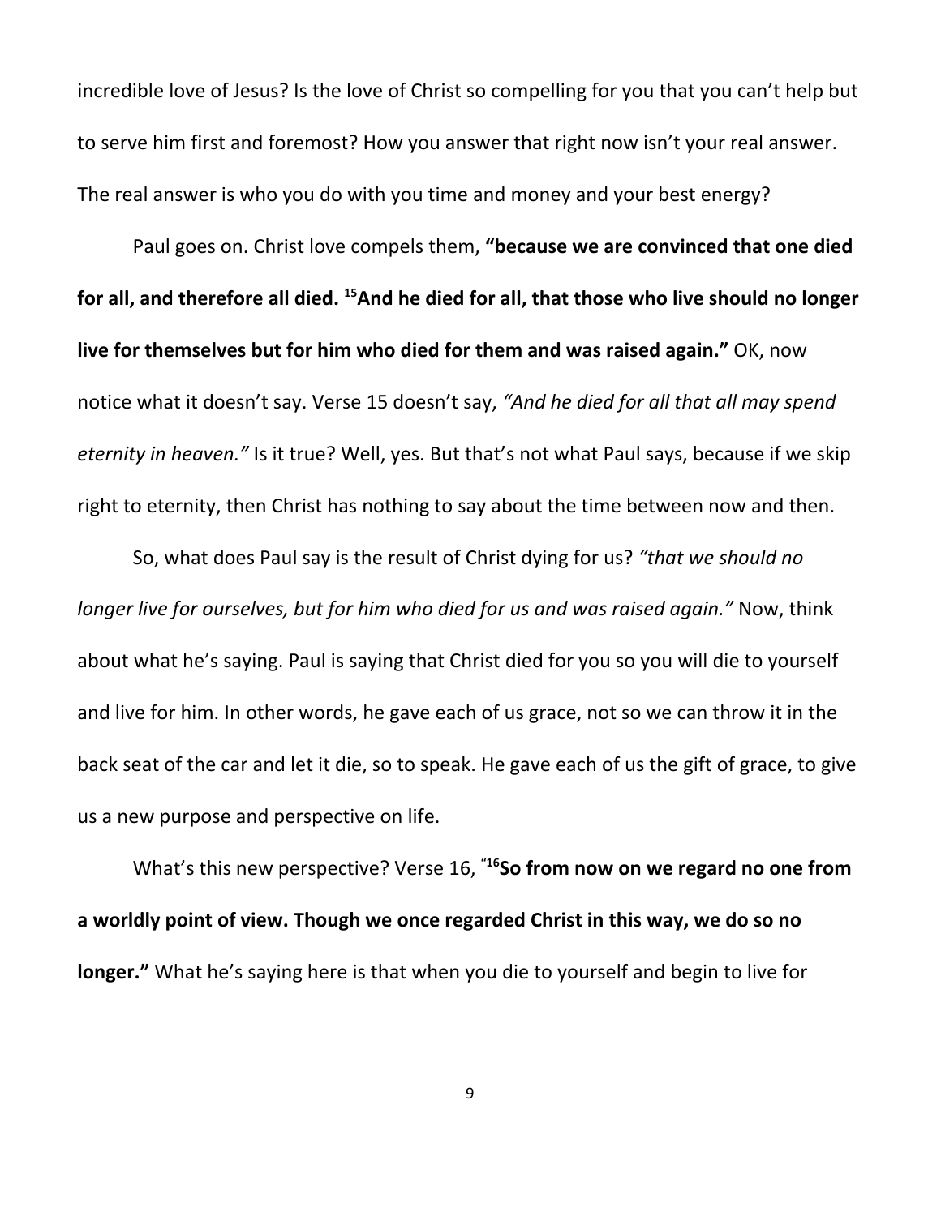incredible love of Jesus? Is the love of Christ so compelling for you that you can't help but to serve him first and foremost? How you answer that right now isn't your real answer. The real answer is who you do with you time and money and your best energy?

Paul goes on. Christ love compels them, **"because we are convinced that one died for all, and therefore all died. [15]And he died for all, that those who live should no longer live for themselves but for him who died for them and was raised again."** OK, now notice what it doesn't say. Verse 15 doesn't say, *"And he died for all that all may spend eternity in heaven."* Is it true? Well, yes. But that's not what Paul says, because if we skip right to eternity, then Christ has nothing to say about the time between now and then.

So, what does Paul say is the result of Christ dying for us? *"that we should no longer live for ourselves, but for him who died for us and was raised again."* Now, think about what he's saying. Paul is saying that Christ died for you so you will die to yourself and live for him. In other words, he gave each of us grace, not so we can throw it in the back seat of the car and let it die, so to speak. He gave each of us the gift of grace, to give us a new purpose and perspective on life.

What's this new perspective? Verse 16, "[16]**So from now on we regard no one from a worldly point of view. Though we once regarded Christ in this way, we do so no longer."** What he's saying here is that when you die to yourself and begin to live for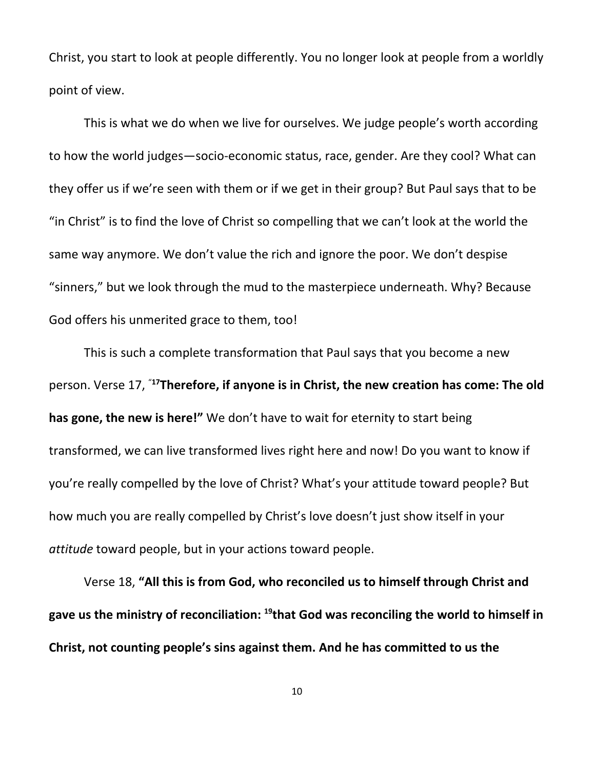Christ, you start to look at people differently. You no longer look at people from a worldly point of view.

This is what we do when we live for ourselves. We judge people's worth according to how the world judges—socio-economic status, race, gender. Are they cool? What can they offer us if we're seen with them or if we get in their group? But Paul says that to be "in Christ" is to find the love of Christ so compelling that we can't look at the world the same way anymore. We don't value the rich and ignore the poor. We don't despise "sinners," but we look through the mud to the masterpiece underneath. Why? Because God offers his unmerited grace to them, too!

This is such a complete transformation that Paul says that you become a new person. Verse 17, "[17]**Therefore, if anyone is in Christ, the new creation has come: The old has gone, the new is here!"** We don't have to wait for eternity to start being transformed, we can live transformed lives right here and now! Do you want to know if you're really compelled by the love of Christ? What's your attitude toward people? But how much you are really compelled by Christ's love doesn't just show itself in your *attitude* toward people, but in your actions toward people.

Verse 18, **"All this is from God, who reconciled us to himself through Christ and gave us the ministry of reconciliation: [19]that God was reconciling the world to himself in Christ, not counting people's sins against them. And he has committed to us the**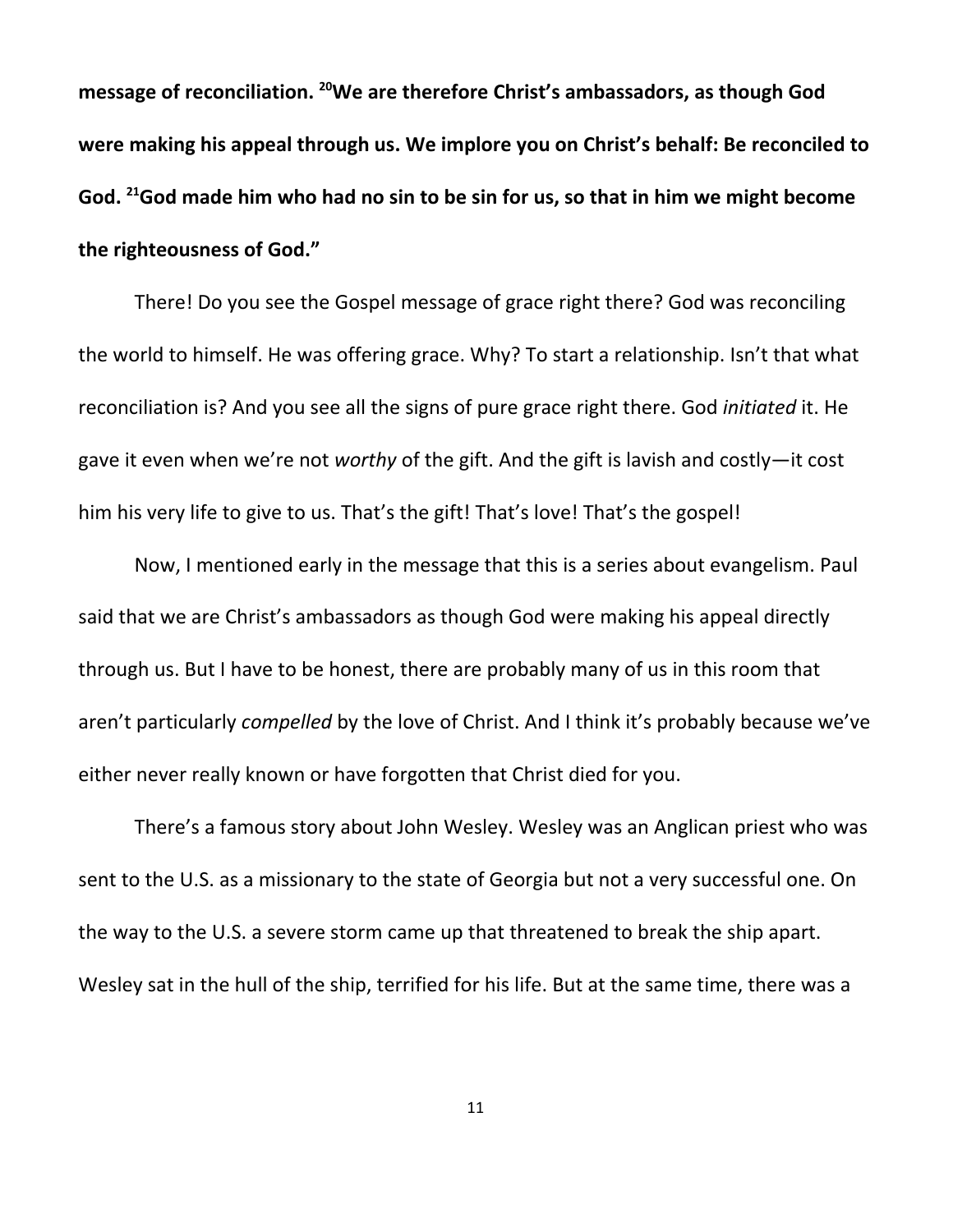**message of reconciliation. [20]We are therefore Christ's ambassadors, as though God were making his appeal through us. We implore you on Christ's behalf: Be reconciled to God. [21]God made him who had no sin to be sin for us, so that in him we might become the righteousness of God."**

There! Do you see the Gospel message of grace right there? God was reconciling the world to himself. He was offering grace. Why? To start a relationship. Isn't that what reconciliation is? And you see all the signs of pure grace right there. God *initiated* it. He gave it even when we're not *worthy* of the gift. And the gift is lavish and costly—it cost him his very life to give to us. That's the gift! That's love! That's the gospel!

Now, I mentioned early in the message that this is a series about evangelism. Paul said that we are Christ's ambassadors as though God were making his appeal directly through us. But I have to be honest, there are probably many of us in this room that aren't particularly *compelled* by the love of Christ. And I think it's probably because we've either never really known or have forgotten that Christ died for you.

There's a famous story about John Wesley. Wesley was an Anglican priest who was sent to the U.S. as a missionary to the state of Georgia but not a very successful one. On the way to the U.S. a severe storm came up that threatened to break the ship apart. Wesley sat in the hull of the ship, terrified for his life. But at the same time, there was a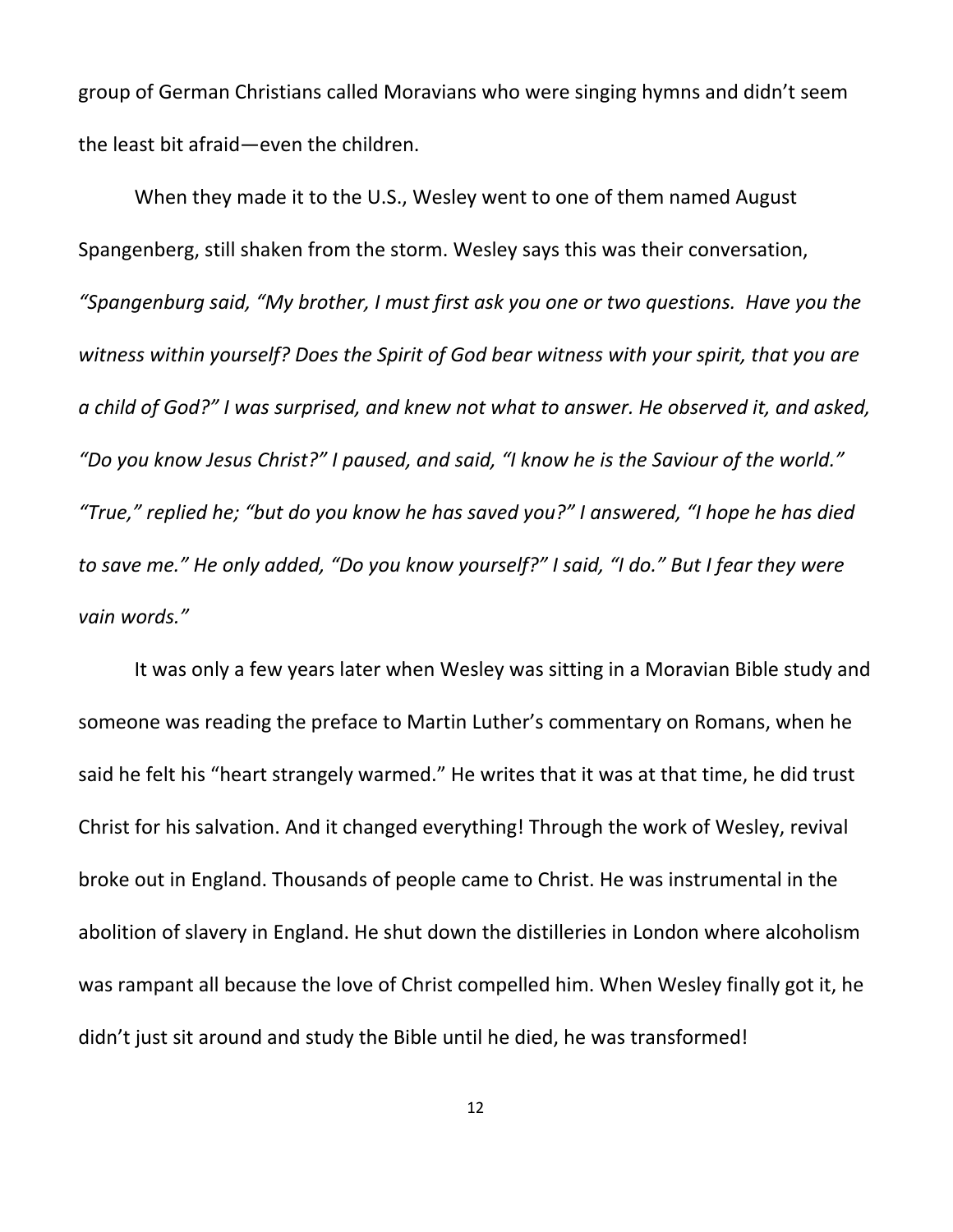group of German Christians called Moravians who were singing hymns and didn't seem the least bit afraid—even the children.

When they made it to the U.S., Wesley went to one of them named August Spangenberg, still shaken from the storm. Wesley says this was their conversation, *"Spangenburg said, "My brother, I must first ask you one or two questions. Have you the witness within yourself? Does the Spirit of God bear witness with your spirit, that you are a child of God?" I was surprised, and knew not what to answer. He observed it, and asked, "Do you know Jesus Christ?" I paused, and said, "I know he is the Saviour of the world." "True," replied he; "but do you know he has saved you?" I answered, "I hope he has died to save me." He only added, "Do you know yourself?" I said, "I do." But I fear they were vain words."*

It was only a few years later when Wesley was sitting in a Moravian Bible study and someone was reading the preface to Martin Luther's commentary on Romans, when he said he felt his "heart strangely warmed." He writes that it was at that time, he did trust Christ for his salvation. And it changed everything! Through the work of Wesley, revival broke out in England. Thousands of people came to Christ. He was instrumental in the abolition of slavery in England. He shut down the distilleries in London where alcoholism was rampant all because the love of Christ compelled him. When Wesley finally got it, he didn't just sit around and study the Bible until he died, he was transformed!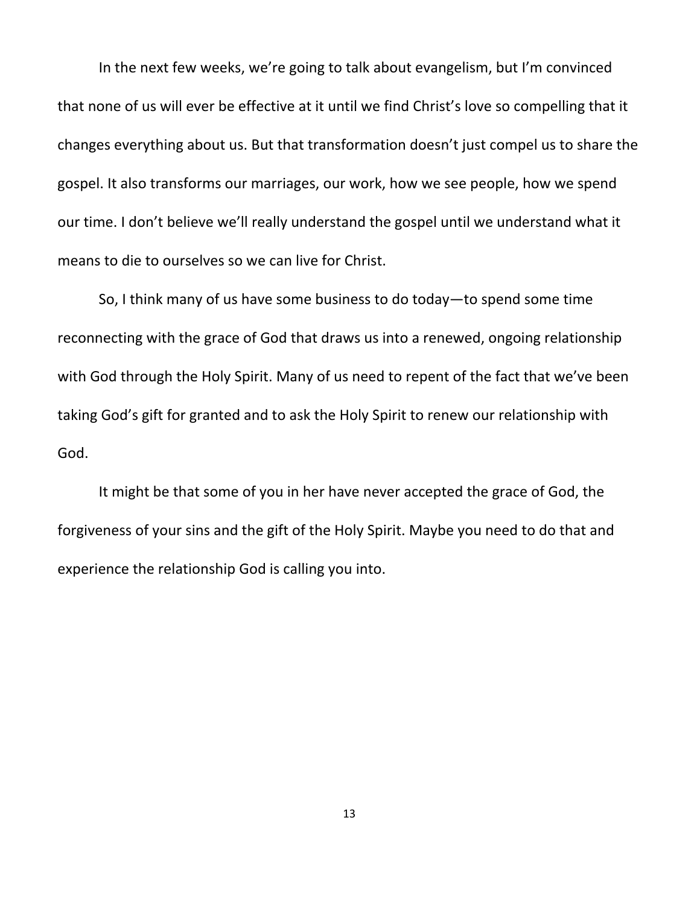In the next few weeks, we're going to talk about evangelism, but I'm convinced that none of us will ever be effective at it until we find Christ's love so compelling that it changes everything about us. But that transformation doesn't just compel us to share the gospel. It also transforms our marriages, our work, how we see people, how we spend our time. I don't believe we'll really understand the gospel until we understand what it means to die to ourselves so we can live for Christ.

So, I think many of us have some business to do today—to spend some time reconnecting with the grace of God that draws us into a renewed, ongoing relationship with God through the Holy Spirit. Many of us need to repent of the fact that we've been taking God's gift for granted and to ask the Holy Spirit to renew our relationship with God.

It might be that some of you in her have never accepted the grace of God, the forgiveness of your sins and the gift of the Holy Spirit. Maybe you need to do that and experience the relationship God is calling you into.